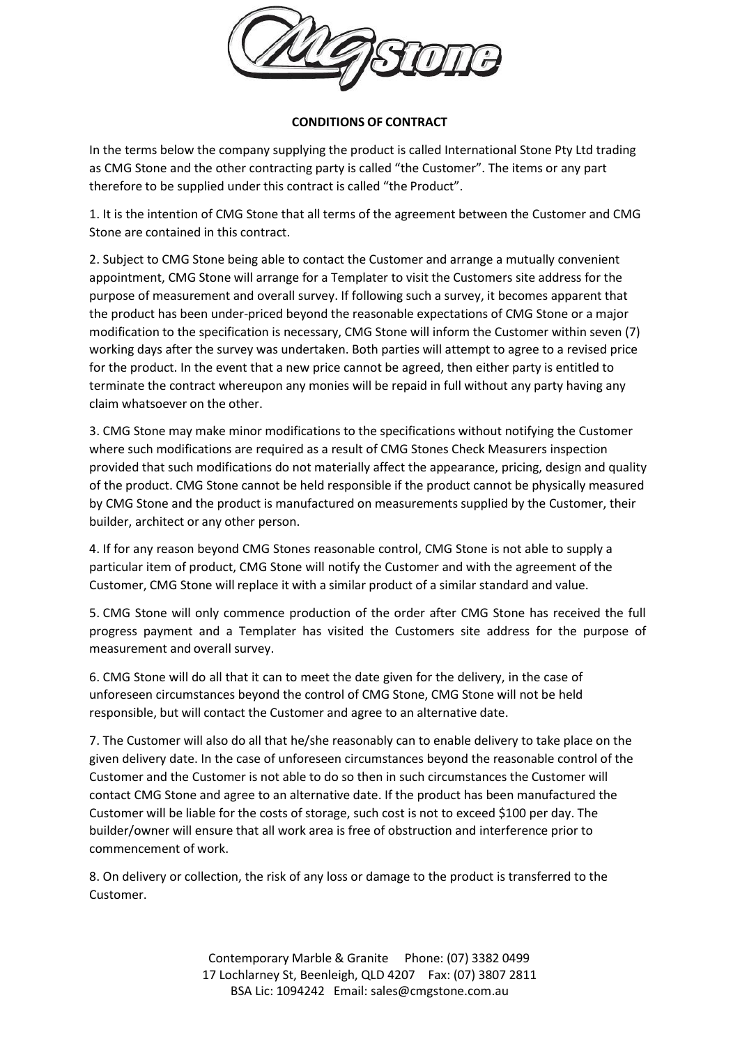**CONDITIONS OF CONTRACT**

In the terms below the company supplying the product is called International Stone Pty Ltd trading as CMG Stone and the other contracting party is called "the Customer". The items or any part therefore to be supplied under this contract is called "the Product".

1. It is the intention of CMG Stone that all terms of the agreement between the Customer and CMG Stone are contained in this contract.

2. Subject to CMG Stone being able to contact the Customer and arrange a mutually convenient appointment, CMG Stone will arrange for a Templater to visit the Customers site address for the purpose of measurement and overall survey. If following such a survey, it becomes apparent that the product has been under-priced beyond the reasonable expectations of CMG Stone or a major modification to the specification is necessary, CMG Stone will inform the Customer within seven (7) working days after the survey was undertaken. Both parties will attempt to agree to a revised price for the product. In the event that a new price cannot be agreed, then either party is entitled to terminate the contract whereupon any monies will be repaid in full without any party having any claim whatsoever on the other.

3. CMG Stone may make minor modifications to the specifications without notifying the Customer where such modifications are required as a result of CMG Stones Check Measurers inspection provided that such modifications do not materially affect the appearance, pricing, design and quality of the product. CMG Stone cannot be held responsible if the product cannot be physically measured by CMG Stone and the product is manufactured on measurements supplied by the Customer, their builder, architect or any other person.

4. If for any reason beyond CMG Stones reasonable control, CMG Stone is not able to supply a particular item of product, CMG Stone will notify the Customer and with the agreement of the Customer, CMG Stone will replace it with a similar product of a similar standard and value.

5. CMG Stone will only commence production of the order after CMG Stone has received the full progress payment and a Templater has visited the Customers site address for the purpose of measurement and overall survey.

6. CMG Stone will do all that it can to meet the date given for the delivery, in the case of unforeseen circumstances beyond the control of CMG Stone, CMG Stone will not be held responsible, but will contact the Customer and agree to an alternative date.

7. The Customer will also do all that he/she reasonably can to enable delivery to take place on the given delivery date. In the case of unforeseen circumstances beyond the reasonable control of the Customer and the Customer is not able to do so then in such circumstances the Customer will contact CMG Stone and agree to an alternative date. If the product has been manufactured the Customer will be liable for the costs of storage, such cost is not to exceed $100 per day. The builder/owner will ensure that all work area is free of obstruction and interference prior to commencement of work.

8. On delivery or collection, the risk of any loss or damage to the product is transferred to the Customer.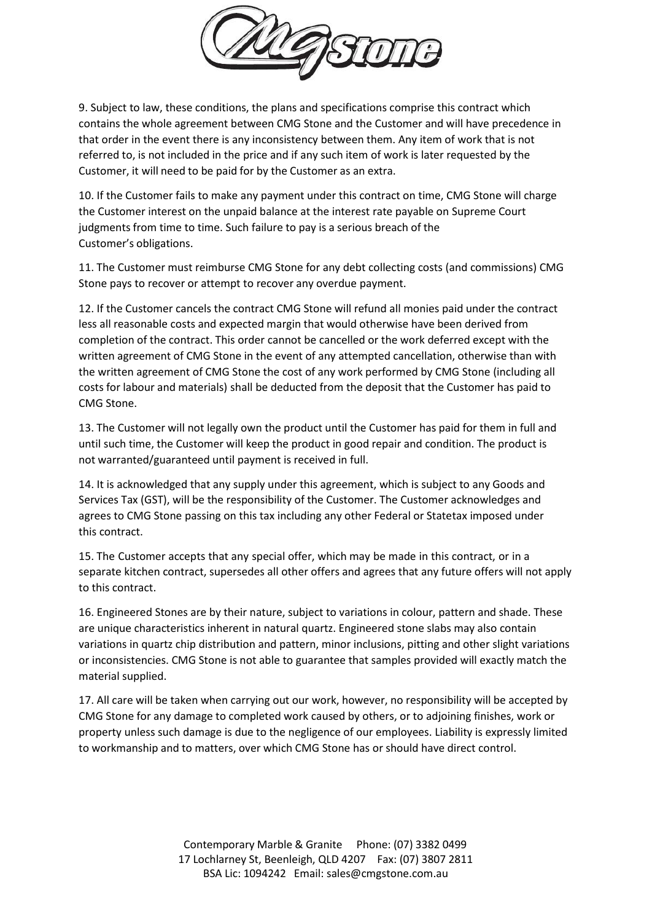9. Subject to law, these conditions, the plans and specifications comprise this contract which contains the whole agreement between CMG Stone and the Customer and will have precedence in that order in the event there is any inconsistency between them. Any item of work that is not referred to, is not included in the price and if any such item of work is later requested by the Customer, it will need to be paid for by the Customer as an extra.

10. If the Customer fails to make any payment under this contract on time, CMG Stone will charge the Customer interest on the unpaid balance at the interest rate payable on Supreme Court judgments from time to time. Such failure to pay is a serious breach of the Customer's obligations.

11. The Customer must reimburse CMG Stone for any debt collecting costs (and commissions) CMG Stone pays to recover or attempt to recover any overdue payment.

12. If the Customer cancels the contract CMG Stone will refund all monies paid under the contract less all reasonable costs and expected margin that would otherwise have been derived from completion of the contract. This order cannot be cancelled or the work deferred except with the written agreement of CMG Stone in the event of any attempted cancellation, otherwise than with the written agreement of CMG Stone the cost of any work performed by CMG Stone (including all costs for labour and materials) shall be deducted from the deposit that the Customer has paid to CMG Stone.

13. The Customer will not legally own the product until the Customer has paid for them in full and until such time, the Customer will keep the product in good repair and condition. The product is not warranted/guaranteed until payment is received in full.

14. It is acknowledged that any supply under this agreement, which is subject to any Goods and Services Tax (GST), will be the responsibility of the Customer. The Customer acknowledges and agrees to CMG Stone passing on this tax including any other Federal or Statetax imposed under this contract.

15. The Customer accepts that any special offer, which may be made in this contract, or in a separate kitchen contract, supersedes all other offers and agrees that any future offers will not apply to this contract.

16. Engineered Stones are by their nature, subject to variations in colour, pattern and shade. These are unique characteristics inherent in natural quartz. Engineered stone slabs may also contain variations in quartz chip distribution and pattern, minor inclusions, pitting and other slight variations or inconsistencies. CMG Stone is not able to guarantee that samples provided will exactly match the material supplied.

17. All care will be taken when carrying out our work, however, no responsibility will be accepted by CMG Stone for any damage to completed work caused by others, or to adjoining finishes, work or property unless such damage is due to the negligence of our employees. Liability is expressly limited to workmanship and to matters, over which CMG Stone has or should have direct control.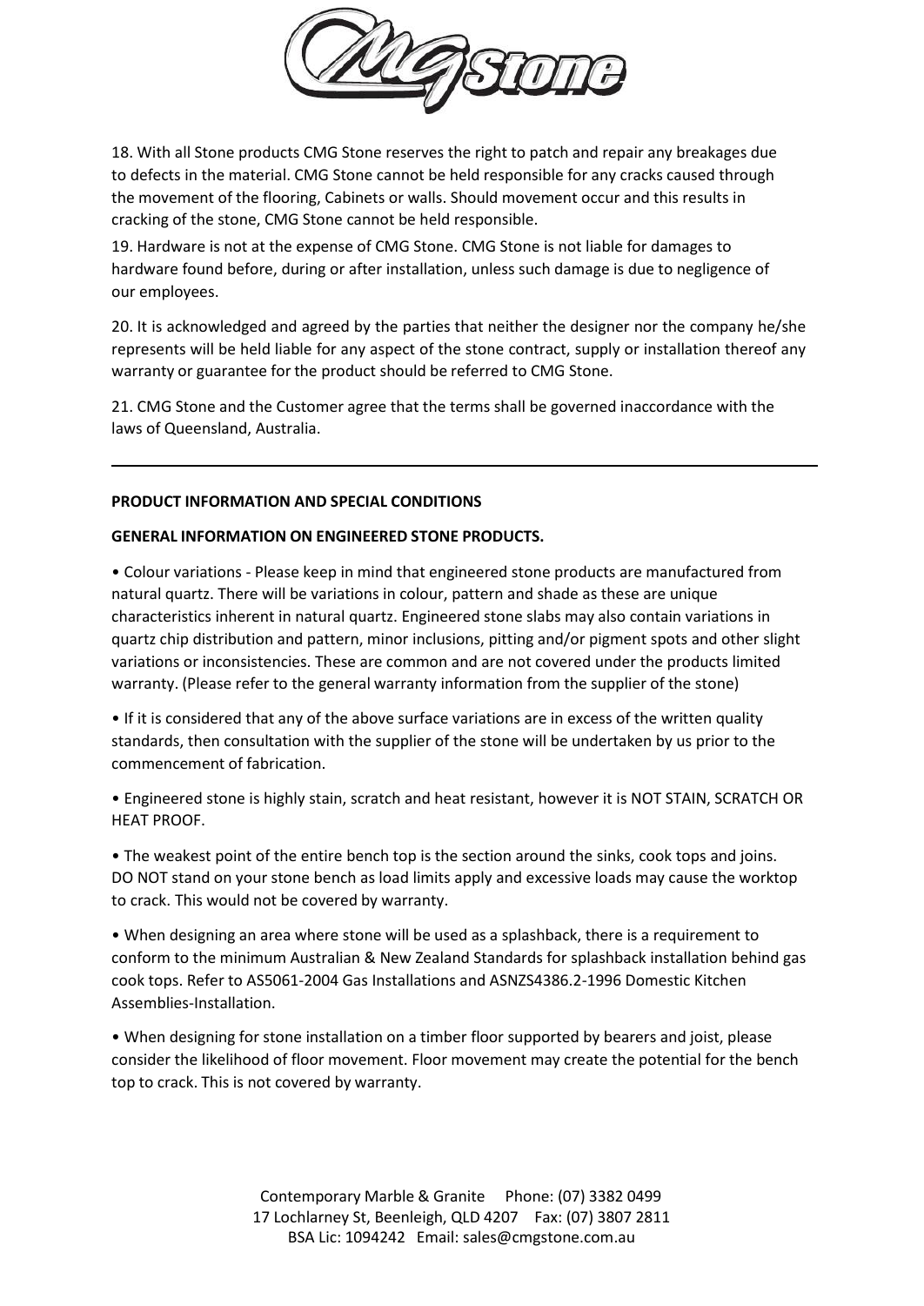18. With all Stone products CMG Stone reserves the right to patch and repair any breakages due to defects in the material. CMG Stone cannot be held responsible for any cracks caused through the movement of the flooring, Cabinets or walls. Should movement occur and this results in cracking of the stone, CMG Stone cannot be held responsible.

19. Hardware is not at the expense of CMG Stone. CMG Stone is not liable for damages to hardware found before, during or after installation, unless such damage is due to negligence of our employees.

20. It is acknowledged and agreed by the parties that neither the designer nor the company he/she represents will be held liable for any aspect of the stone contract, supply or installation thereof any warranty or guarantee for the product should be referred to CMG Stone.

21. CMG Stone and the Customer agree that the terms shall be governed inaccordance with the laws of Queensland, Australia.

---

**PRODUCT INFORMATION AND SPECIAL CONDITIONS**

**GENERAL INFORMATION ON ENGINEERED STONE PRODUCTS.**

- Colour variations - Please keep in mind that engineered stone products are manufactured from natural quartz. There will be variations in colour, pattern and shade as these are unique characteristics inherent in natural quartz. Engineered stone slabs may also contain variations in quartz chip distribution and pattern, minor inclusions, pitting and/or pigment spots and other slight variations or inconsistencies. These are common and are not covered under the products limited warranty. (Please refer to the general warranty information from the supplier of the stone)

- If it is considered that any of the above surface variations are in excess of the written quality standards, then consultation with the supplier of the stone will be undertaken by us prior to the commencement of fabrication.

- Engineered stone is highly stain, scratch and heat resistant, however it is NOT STAIN, SCRATCH OR HEAT PROOF.

- The weakest point of the entire bench top is the section around the sinks, cook tops and joins. DO NOT stand on your stone bench as load limits apply and excessive loads may cause the worktop to crack. This would not be covered by warranty.

- When designing an area where stone will be used as a splashback, there is a requirement to conform to the minimum Australian & New Zealand Standards for splashback installation behind gas cook tops. Refer to AS5061-2004 Gas Installations and ASNZS4386.2-1996 Domestic Kitchen Assemblies-Installation.

- When designing for stone installation on a timber floor supported by bearers and joist, please consider the likelihood of floor movement. Floor movement may create the potential for the bench top to crack. This is not covered by warranty.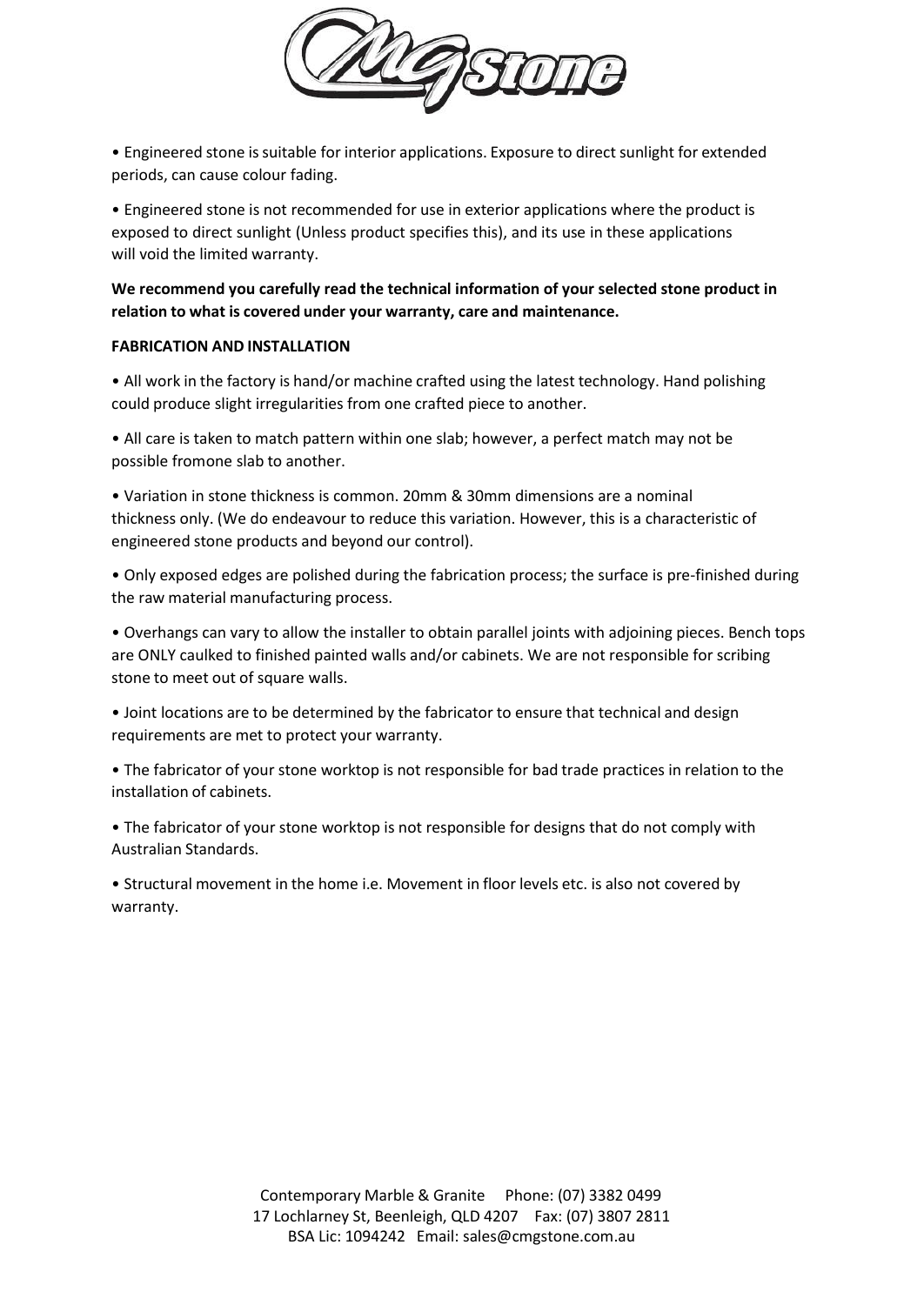• Engineered stone is suitable for interior applications. Exposure to direct sunlight for extended periods, can cause colour fading.

• Engineered stone is not recommended for use in exterior applications where the product is exposed to direct sunlight (Unless product specifies this), and its use in these applications will void the limited warranty.

**We recommend you carefully read the technical information of your selected stone product in relation to what is covered under your warranty, care and maintenance.**

**FABRICATION AND INSTALLATION**

• All work in the factory is hand/or machine crafted using the latest technology. Hand polishing could produce slight irregularities from one crafted piece to another.

• All care is taken to match pattern within one slab; however, a perfect match may not be possible fromone slab to another.

• Variation in stone thickness is common. 20mm & 30mm dimensions are a nominal thickness only. (We do endeavour to reduce this variation. However, this is a characteristic of engineered stone products and beyond our control).

• Only exposed edges are polished during the fabrication process; the surface is pre-finished during the raw material manufacturing process.

• Overhangs can vary to allow the installer to obtain parallel joints with adjoining pieces. Bench tops are ONLY caulked to finished painted walls and/or cabinets. We are not responsible for scribing stone to meet out of square walls.

• Joint locations are to be determined by the fabricator to ensure that technical and design requirements are met to protect your warranty.

• The fabricator of your stone worktop is not responsible for bad trade practices in relation to the installation of cabinets.

• The fabricator of your stone worktop is not responsible for designs that do not comply with Australian Standards.

• Structural movement in the home i.e. Movement in floor levels etc. is also not covered by warranty.